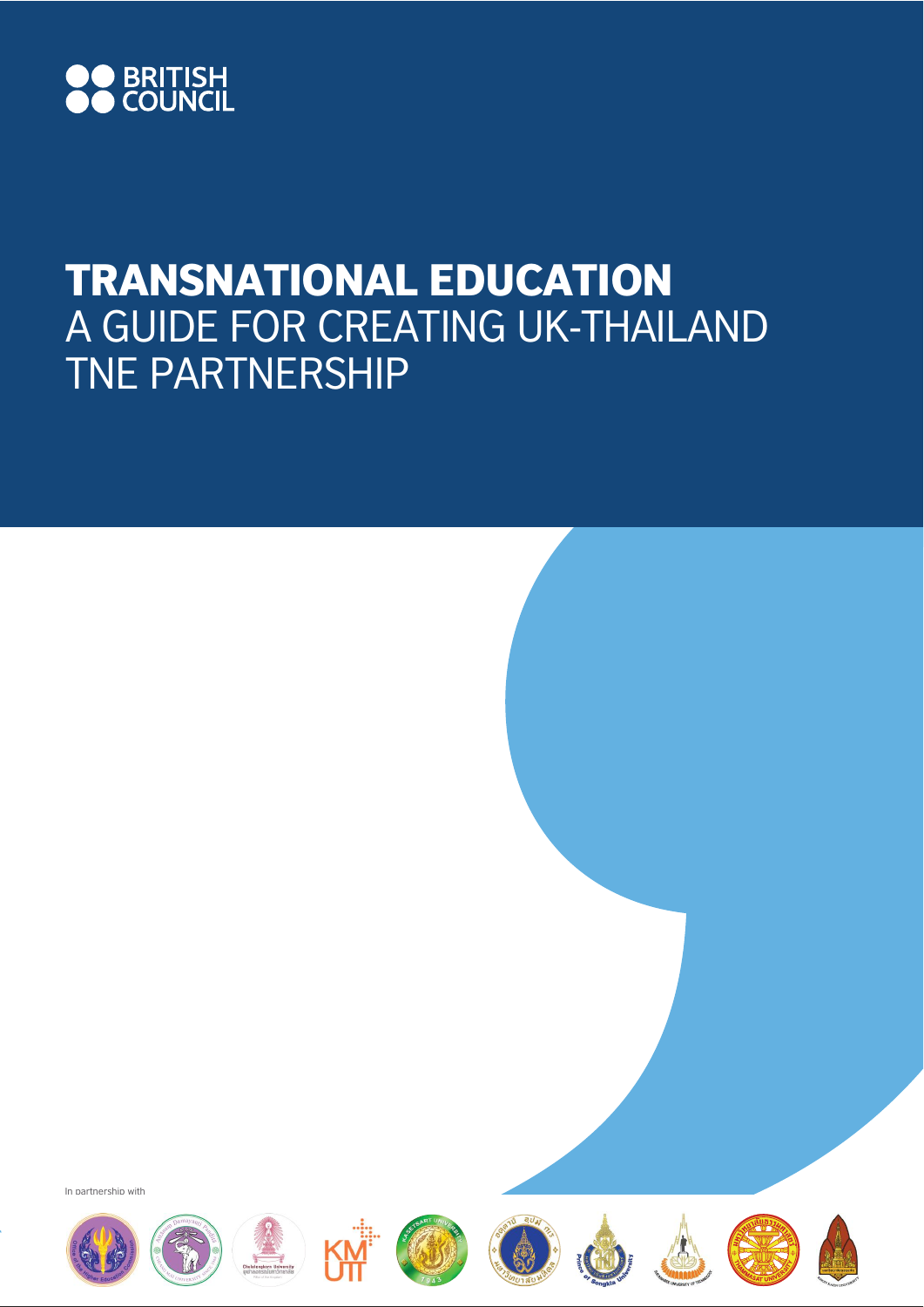BRITISH COUNCIL

# TRANSNATIONAL EDUCATION
## A GUIDE FOR CREATING UK-THAILAND TNE PARTNERSHIP

In partnership with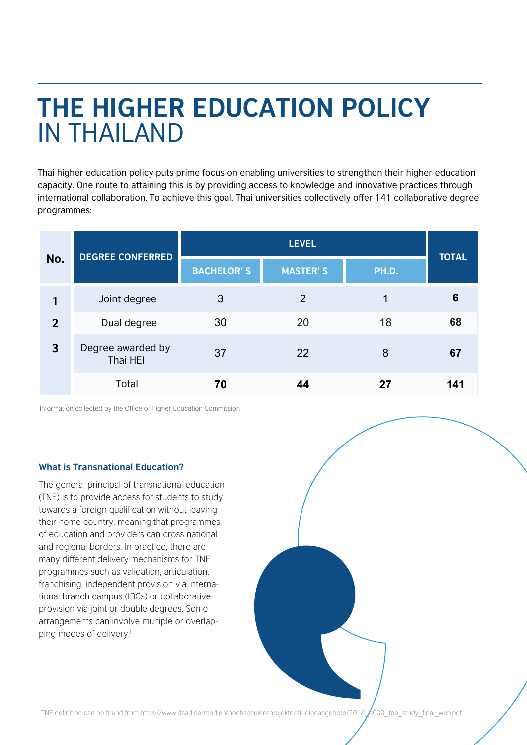# THE HIGHER EDUCATION POLICY IN THAILAND

Thai higher education policy puts prime focus on enabling universities to strengthen their higher education capacity. One route to attaining this is by providing access to knowledge and innovative practices through international collaboration. To achieve this goal, Thai universities collectively offer 141 collaborative degree programmes:

| No. | DEGREE CONFERRED | LEVEL | | | TOTAL |
|---|---|---|---|---|---|
| | | BACHELOR' S | MASTER' S | PH.D. | |
| 1 | Joint degree | 3 | 2 | 1 | **6** |
| 2 | Dual degree | 30 | 20 | 18 | **68** |
| 3 | Degree awarded by Thai HEI | 37 | 22 | 8 | **67** |
| | Total | **70** | **44** | **27** | **141** |

Information collected by the Office of Higher Education Commission

### What is Transnational Education?

The general principal of transnational education (TNE) is to provide access for students to study towards a foreign qualification without leaving their home country, meaning that programmes of education and providers can cross national and regional borders. In practice, there are many different delivery mechanisms for TNE programmes such as validation, articulation, franchising, independent provision via international branch campus (IBCs) or collaborative provision via joint or double degrees. Some arrangements can involve multiple or overlapping modes of delivery.[1]

[1] TNE definition can be found from https://www.daad.de/medien/hochschulen/projekte/studienangebote/2014_e003_tne_study_final_web.pdf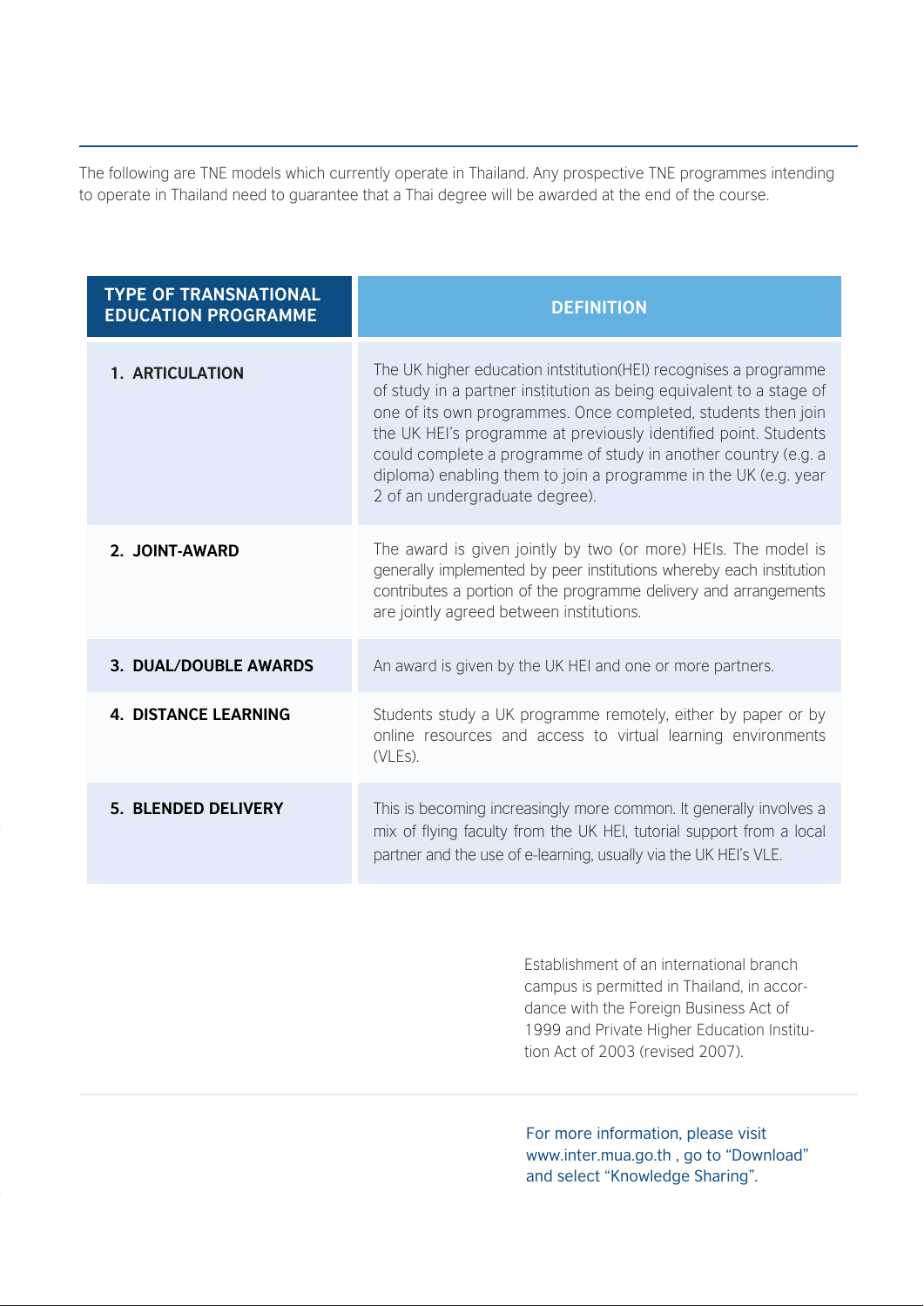The following are TNE models which currently operate in Thailand. Any prospective TNE programmes intending to operate in Thailand need to guarantee that a Thai degree will be awarded at the end of the course.

| TYPE OF TRANSNATIONAL EDUCATION PROGRAMME | DEFINITION |
| --- | --- |
| **1. ARTICULATION** | The UK higher education intstitution(HEI) recognises a programme of study in a partner institution as being equivalent to a stage of one of its own programmes. Once completed, students then join the UK HEI's programme at previously identified point. Students could complete a programme of study in another country (e.g. a diploma) enabling them to join a programme in the UK (e.g. year 2 of an undergraduate degree). |
| **2. JOINT-AWARD** | The award is given jointly by two (or more) HEIs. The model is generally implemented by peer institutions whereby each institution contributes a portion of the programme delivery and arrangements are jointly agreed between institutions. |
| **3. DUAL/DOUBLE AWARDS** | An award is given by the UK HEI and one or more partners. |
| **4. DISTANCE LEARNING** | Students study a UK programme remotely, either by paper or by online resources and access to virtual learning environments (VLEs). |
| **5. BLENDED DELIVERY** | This is becoming increasingly more common. It generally involves a mix of flying faculty from the UK HEI, tutorial support from a local partner and the use of e-learning, usually via the UK HEI's VLE. |

Establishment of an international branch campus is permitted in Thailand, in accordance with the Foreign Business Act of 1999 and Private Higher Education Institution Act of 2003 (revised 2007).

For more information, please visit www.inter.mua.go.th , go to "Download" and select "Knowledge Sharing".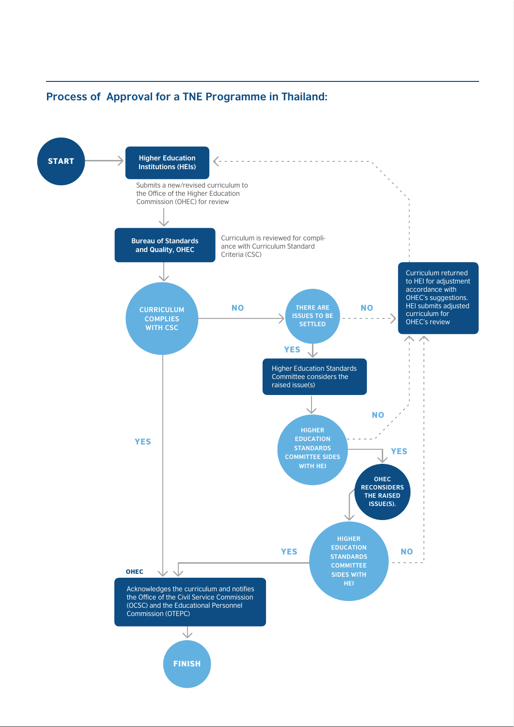## Process of Approval for a TNE Programme in Thailand:

START

**Higher Education Institutions (HEIs)**

Submits a new/revised curriculum to the Office of the Higher Education Commission (OHEC) for review

**Bureau of Standards and Quality, OHEC**

Curriculum is reviewed for compliance with Curriculum Standard Criteria (CSC)

CURRICULUM COMPLIES WITH CSC

NO

THERE ARE ISSUES TO BE SETTLED

NO

Curriculum returned to HEI for adjustment accordance with OHEC's suggestions. HEI submits adjusted curriculum for OHEC's review

YES

Higher Education Standards Committee considers the raised issue(s)

NO

HIGHER EDUCATION STANDARDS COMMITTEE SIDES WITH HEI

YES

YES

OHEC RECONSIDERS THE RAISED ISSUE(S).

HIGHER EDUCATION STANDARDS COMMITTEE SIDES WITH HEI

YES

NO

OHEC

Acknowledges the curriculum and notifies the Office of the Civil Service Commission (OCSC) and the Educational Personnel Commission (OTEPC)

FINISH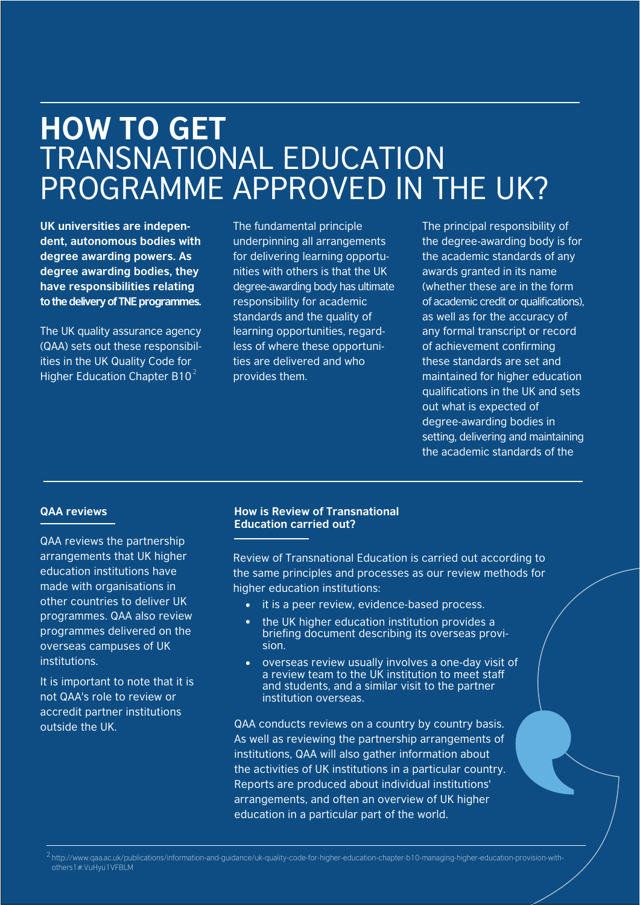# HOW TO GET TRANSNATIONAL EDUCATION PROGRAMME APPROVED IN THE UK?

**UK universities are independent, autonomous bodies with degree awarding powers. As degree awarding bodies, they have responsibilities relating to the delivery of TNE programmes.**

The UK quality assurance agency (QAA) sets out these responsibilities in the UK Quality Code for Higher Education Chapter B10[2]

The fundamental principle underpinning all arrangements for delivering learning opportunities with others is that the UK degree-awarding body has ultimate responsibility for academic standards and the quality of learning opportunities, regardless of where these opportunities are delivered and who provides them.

The principal responsibility of the degree-awarding body is for the academic standards of any awards granted in its name (whether these are in the form of academic credit or qualifications), as well as for the accuracy of any formal transcript or record of achievement confirming these standards are set and maintained for higher education qualifications in the UK and sets out what is expected of degree-awarding bodies in setting, delivering and maintaining the academic standards of the

### QAA reviews

QAA reviews the partnership arrangements that UK higher education institutions have made with organisations in other countries to deliver UK programmes. QAA also review programmes delivered on the overseas campuses of UK institutions.

It is important to note that it is not QAA's role to review or accredit partner institutions outside the UK.

### How is Review of Transnational Education carried out?

Review of Transnational Education is carried out according to the same principles and processes as our review methods for higher education institutions:

- it is a peer review, evidence-based process.
- the UK higher education institution provides a briefing document describing its overseas provision.
- overseas review usually involves a one-day visit of a review team to the UK institution to meet staff and students, and a similar visit to the partner institution overseas.

QAA conducts reviews on a country by country basis. As well as reviewing the partnership arrangements of institutions, QAA will also gather information about the activities of UK institutions in a particular country. Reports are produced about individual institutions' arrangements, and often an overview of UK higher education in a particular part of the world.

[2] http://www.qaa.ac.uk/publications/information-and-guidance/uk-quality-code-for-higher-education-chapter-b10-managing-higher-education-provision-with-others1#.VuHyu1VFBLM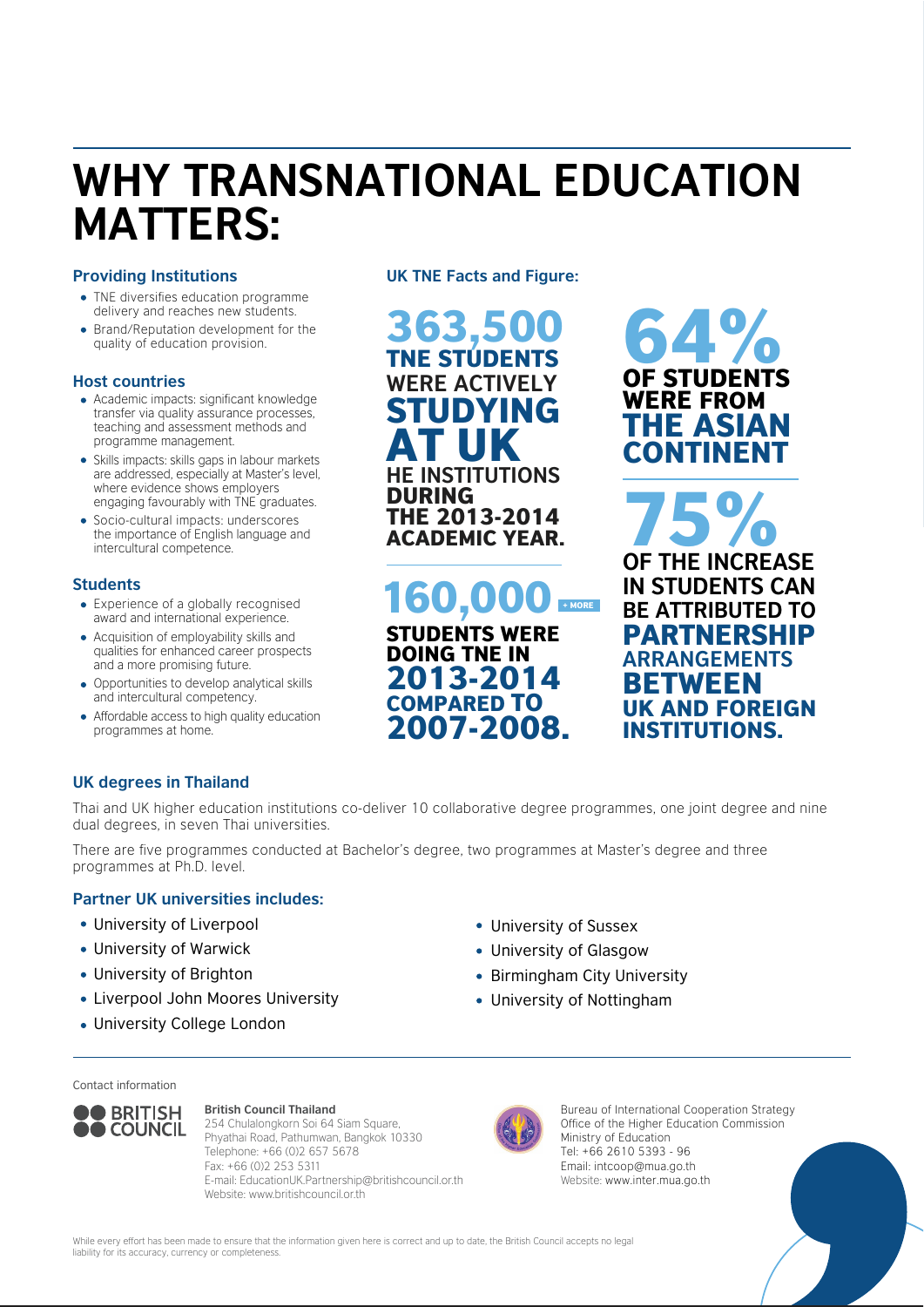# WHY TRANSNATIONAL EDUCATION MATTERS:

### Providing Institutions

- TNE diversifies education programme delivery and reaches new students.
- Brand/Reputation development for the quality of education provision.

### Host countries

- Academic impacts: significant knowledge transfer via quality assurance processes, teaching and assessment methods and programme management.
- Skills impacts: skills gaps in labour markets are addressed, especially at Master's level, where evidence shows employers engaging favourably with TNE graduates.
- Socio-cultural impacts: underscores the importance of English language and intercultural competence.

### Students

- Experience of a globally recognised award and international experience.
- Acquisition of employability skills and qualities for enhanced career prospects and a more promising future.
- Opportunities to develop analytical skills and intercultural competency.
- Affordable access to high quality education programmes at home.

### UK TNE Facts and Figure:

**363,500 TNE STUDENTS WERE ACTIVELY STUDYING AT UK HE INSTITUTIONS DURING THE 2013-2014 ACADEMIC YEAR.**

**160,000 + MORE STUDENTS WERE DOING TNE IN 2013-2014 COMPARED TO 2007-2008.**

**64% OF STUDENTS WERE FROM THE ASIAN CONTINENT**

**75% OF THE INCREASE IN STUDENTS CAN BE ATTRIBUTED TO PARTNERSHIP ARRANGEMENTS BETWEEN UK AND FOREIGN INSTITUTIONS.**

### UK degrees in Thailand

Thai and UK higher education institutions co-deliver 10 collaborative degree programmes, one joint degree and nine dual degrees, in seven Thai universities.

There are five programmes conducted at Bachelor's degree, two programmes at Master's degree and three programmes at Ph.D. level.

### Partner UK universities includes:

- University of Liverpool
- University of Warwick
- University of Brighton
- Liverpool John Moores University
- University College London
- University of Sussex
- University of Glasgow
- Birmingham City University
- University of Nottingham

Contact information

BRITISH COUNCIL

**British Council Thailand**
254 Chulalongkorn Soi 64 Siam Square,
Phyathai Road, Pathumwan, Bangkok 10330
Telephone: +66 (0)2 657 5678
Fax: +66 (0)2 253 5311
E-mail: EducationUK.Partnership@britishcouncil.or.th
Website: www.britishcouncil.or.th

Bureau of International Cooperation Strategy
Office of the Higher Education Commission
Ministry of Education
Tel: +66 2610 5393 - 96
Email: intcoop@mua.go.th
Website: www.inter.mua.go.th

While every effort has been made to ensure that the information given here is correct and up to date, the British Council accepts no legal liability for its accuracy, currency or completeness.